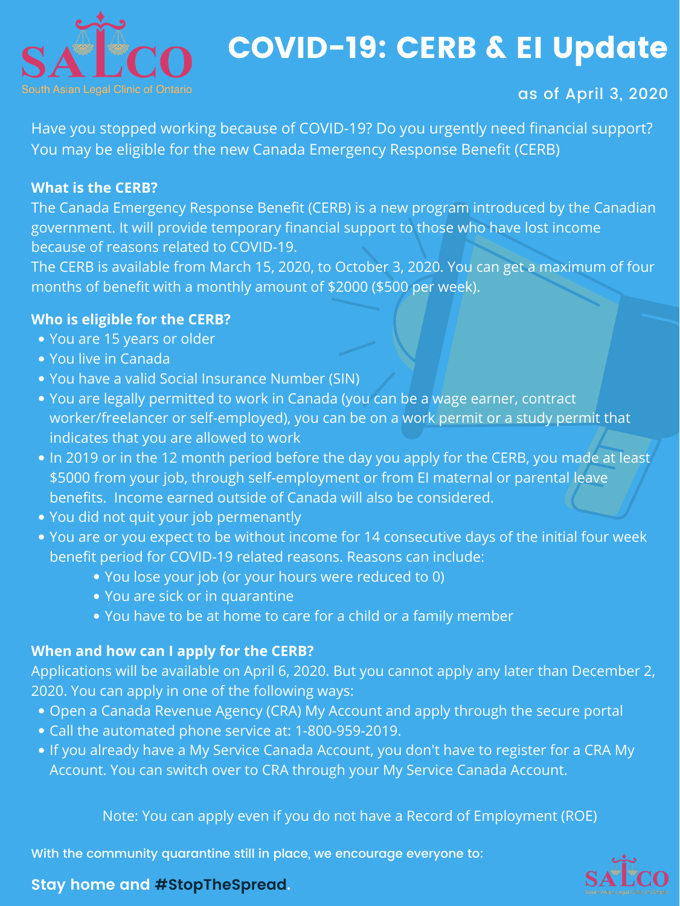SALCO

South Asian Legal Clinic of Ontario

# COVID-19: CERB & EI Update

as of April 3, 2020

Have you stopped working because of COVID-19? Do you urgently need financial support? You may be eligible for the new Canada Emergency Response Benefit (CERB)

**What is the CERB?**

The Canada Emergency Response Benefit (CERB) is a new program introduced by the Canadian government. It will provide temporary financial support to those who have lost income because of reasons related to COVID-19.

The CERB is available from March 15, 2020, to October 3, 2020. You can get a maximum of four months of benefit with a monthly amount of $2000 ($500 per week).

**Who is eligible for the CERB?**

- You are 15 years or older
- You live in Canada
- You have a valid Social Insurance Number (SIN)
- You are legally permitted to work in Canada (you can be a wage earner, contract worker/freelancer or self-employed), you can be on a work permit or a study permit that indicates that you are allowed to work
- In 2019 or in the 12 month period before the day you apply for the CERB, you made at least $5000 from your job, through self-employment or from EI maternal or parental leave benefits. Income earned outside of Canada will also be considered.
- You did not quit your job permenantly
- You are or you expect to be without income for 14 consecutive days of the initial four week benefit period for COVID-19 related reasons. Reasons can include:
    - You lose your job (or your hours were reduced to 0)
    - You are sick or in quarantine
    - You have to be at home to care for a child or a family member

**When and how can I apply for the CERB?**

Applications will be available on April 6, 2020. But you cannot apply any later than December 2, 2020. You can apply in one of the following ways:

- Open a Canada Revenue Agency (CRA) My Account and apply through the secure portal
- Call the automated phone service at: 1-800-959-2019.
- If you already have a My Service Canada Account, you don't have to register for a CRA My Account. You can switch over to CRA through your My Service Canada Account.

Note: You can apply even if you do not have a Record of Employment (ROE)

With the community quarantine still in place, we encourage everyone to:

**Stay home and #StopTheSpread.**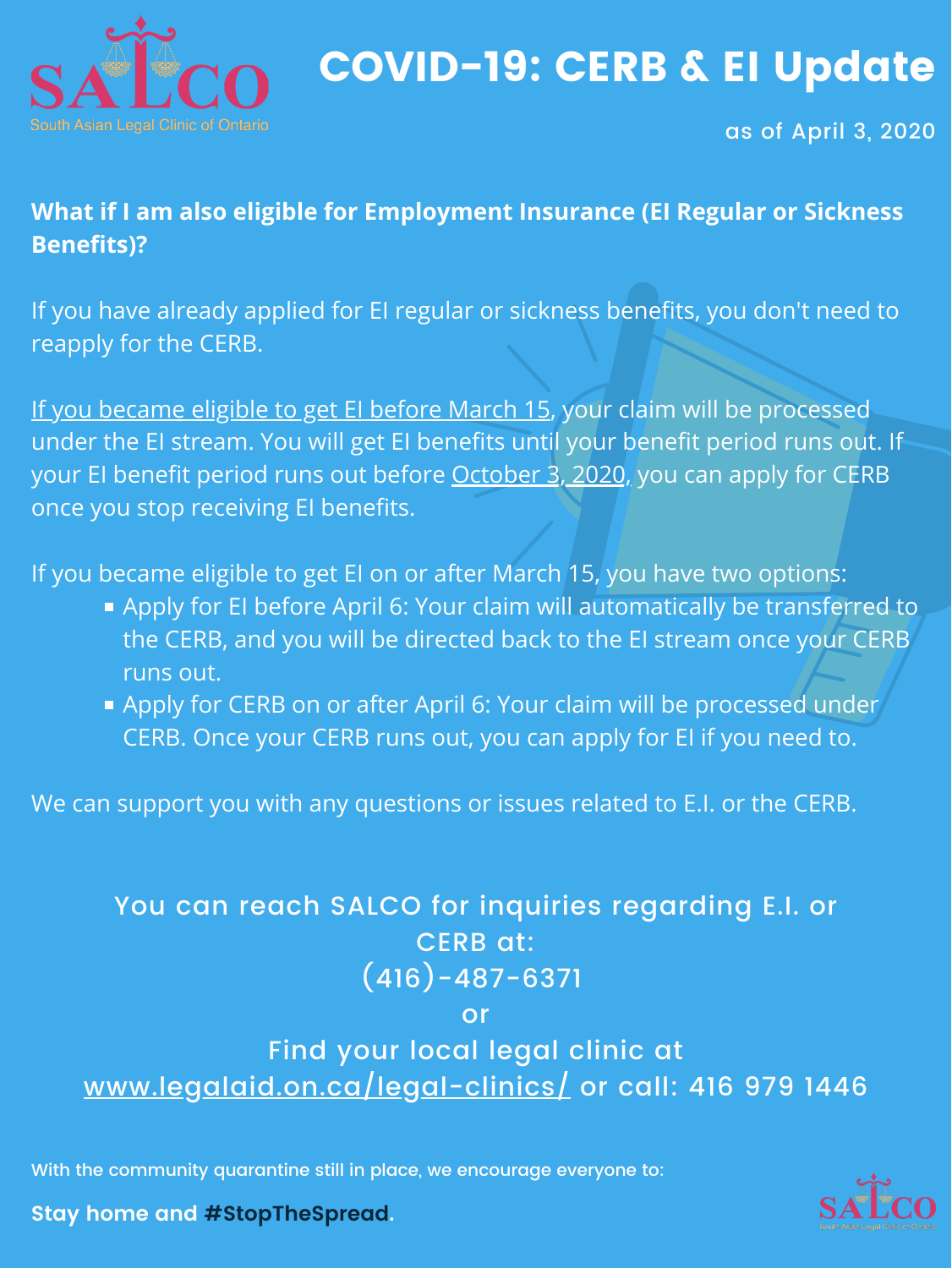SALCO

South Asian Legal Clinic of Ontario

# COVID-19: CERB & EI Update

as of April 3, 2020

**What if I am also eligible for Employment Insurance (EI Regular or Sickness Benefits)?**

If you have already applied for EI regular or sickness benefits, you don't need to reapply for the CERB.

If you became eligible to get EI before March 15, your claim will be processed under the EI stream. You will get EI benefits until your benefit period runs out. If your EI benefit period runs out before October 3, 2020, you can apply for CERB once you stop receiving EI benefits.

If you became eligible to get EI on or after March 15, you have two options:

- Apply for EI before April 6: Your claim will automatically be transferred to the CERB, and you will be directed back to the EI stream once your CERB runs out.
- Apply for CERB on or after April 6: Your claim will be processed under CERB. Once your CERB runs out, you can apply for EI if you need to.

We can support you with any questions or issues related to E.I. or the CERB.

You can reach SALCO for inquiries regarding E.I. or CERB at:
(416)-487-6371
or
Find your local legal clinic at
www.legalaid.on.ca/legal-clinics/ or call: 416 979 1446

With the community quarantine still in place, we encourage everyone to:

**Stay home and #StopTheSpread.**